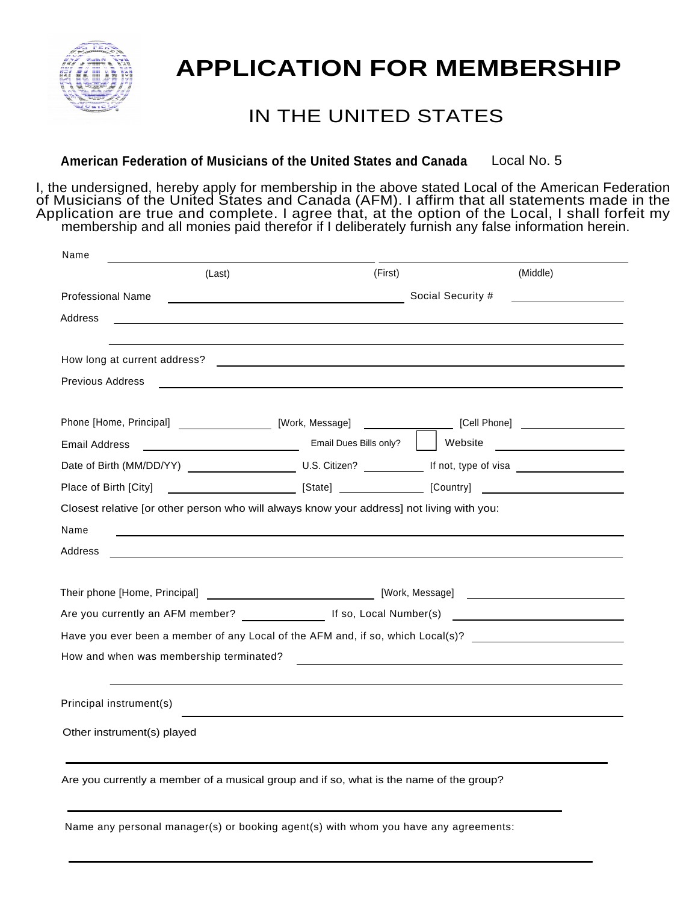# APPLICATION FOR MEMBERSHIP

## IN THE UNITED STATES

**American Federation of Musicians of the United States and Canada** Local No. 5

I, the undersigned, hereby apply for membership in the above stated Local of the American Federation of Musicians of the United States and Canada (AFM). I affirm that all statements made in the Application are true and complete. I agree that, at the option of the Local, I shall forfeit my membership and all monies paid therefor if I deliberately furnish any false information herein.

Name ______________________________ ______________________________

(Last) (First) (Middle)

Professional Name ______________________________ Social Security # ______________

Address ______________________________________________________________

______________________________________________________________

How long at current address? ______________________________________________

Previous Address ______________________________________________________

Phone [Home, Principal] ____________ [Work, Message] ____________ [Cell Phone] ____________

Email Address ____________________ Email Dues Bills only? ☐ Website ____________

Date of Birth (MM/DD/YY) ______________ U.S. Citizen? ________ If not, type of visa ______________

Place of Birth [City] ________________ [State] ____________ [Country] ________________

Closest relative [or other person who will always know your address] not living with you:

Name ______________________________________________________________

Address ______________________________________________________________

Their phone [Home, Principal] ______________________ [Work, Message] ______________________

Are you currently an AFM member? __________ If so, Local Number(s) ______________________

Have you ever been a member of any Local of the AFM and, if so, which Local(s)? ______________

How and when was membership terminated? ________________________________________

______________________________________________________________

Principal instrument(s) ______________________________________________________

Other instrument(s) played

______________________________________________________________

Are you currently a member of a musical group and if so, what is the name of the group?

______________________________________________________________

Name any personal manager(s) or booking agent(s) with whom you have any agreements:

______________________________________________________________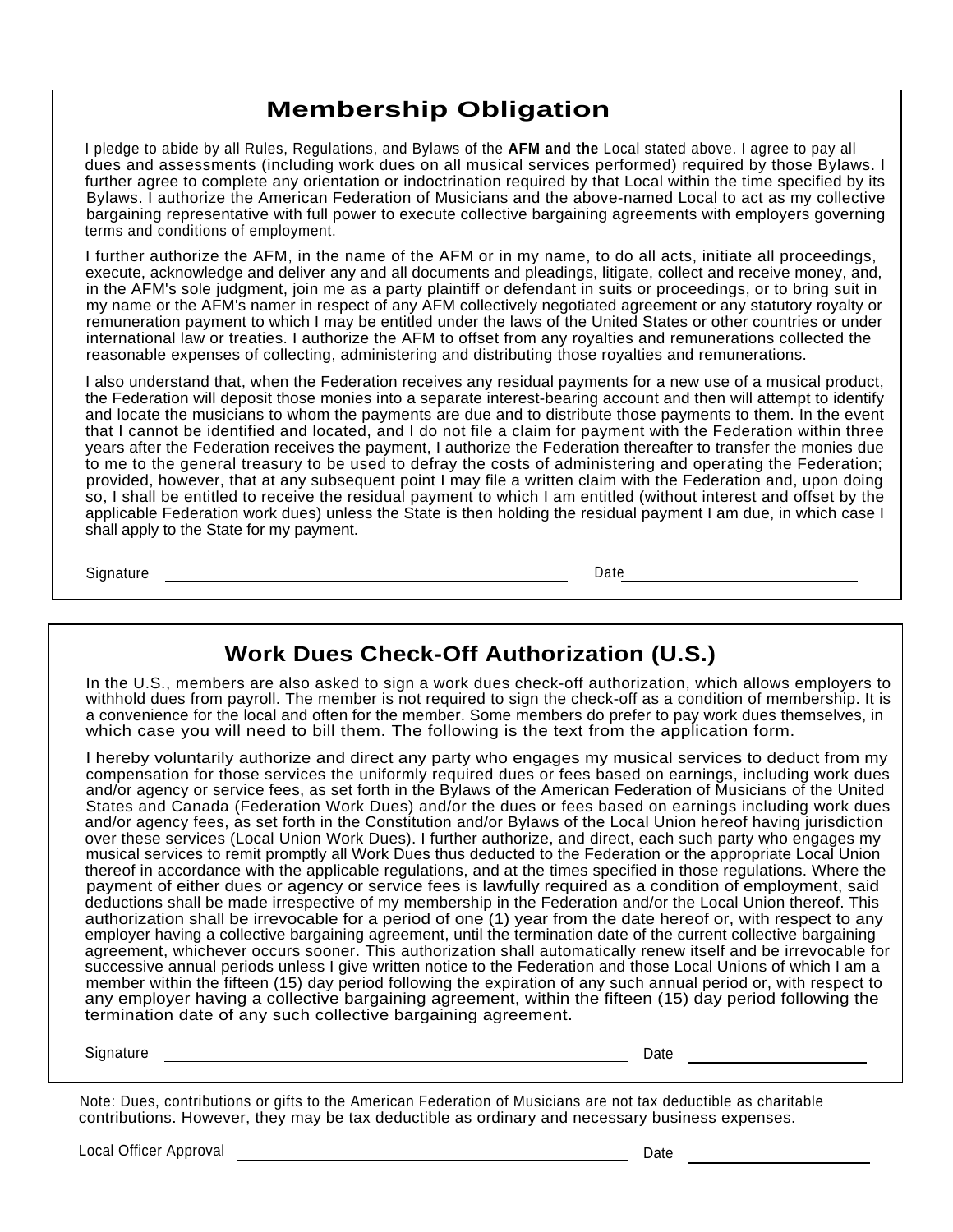## Membership Obligation

I pledge to abide by all Rules, Regulations, and Bylaws of the **AFM and the** Local stated above. I agree to pay all dues and assessments (including work dues on all musical services performed) required by those Bylaws. I further agree to complete any orientation or indoctrination required by that Local within the time specified by its Bylaws. I authorize the American Federation of Musicians and the above-named Local to act as my collective bargaining representative with full power to execute collective bargaining agreements with employers governing terms and conditions of employment.

I further authorize the AFM, in the name of the AFM or in my name, to do all acts, initiate all proceedings, execute, acknowledge and deliver any and all documents and pleadings, litigate, collect and receive money, and, in the AFM's sole judgment, join me as a party plaintiff or defendant in suits or proceedings, or to bring suit in my name or the AFM's namer in respect of any AFM collectively negotiated agreement or any statutory royalty or remuneration payment to which I may be entitled under the laws of the United States or other countries or under international law or treaties. I authorize the AFM to offset from any royalties and remunerations collected the reasonable expenses of collecting, administering and distributing those royalties and remunerations.

I also understand that, when the Federation receives any residual payments for a new use of a musical product, the Federation will deposit those monies into a separate interest-bearing account and then will attempt to identify and locate the musicians to whom the payments are due and to distribute those payments to them. In the event that I cannot be identified and located, and I do not file a claim for payment with the Federation within three years after the Federation receives the payment, I authorize the Federation thereafter to transfer the monies due to me to the general treasury to be used to defray the costs of administering and operating the Federation; provided, however, that at any subsequent point I may file a written claim with the Federation and, upon doing so, I shall be entitled to receive the residual payment to which I am entitled (without interest and offset by the applicable Federation work dues) unless the State is then holding the residual payment I am due, in which case I shall apply to the State for my payment.

Signature \_\_\_\_\_\_\_\_\_\_\_\_\_\_\_\_\_\_\_\_\_\_\_\_\_\_\_\_\_\_\_\_ Date \_\_\_\_\_\_\_\_\_\_\_\_\_\_\_\_\_\_\_\_

## Work Dues Check-Off Authorization (U.S.)

In the U.S., members are also asked to sign a work dues check-off authorization, which allows employers to withhold dues from payroll. The member is not required to sign the check-off as a condition of membership. It is a convenience for the local and often for the member. Some members do prefer to pay work dues themselves, in which case you will need to bill them. The following is the text from the application form.

I hereby voluntarily authorize and direct any party who engages my musical services to deduct from my compensation for those services the uniformly required dues or fees based on earnings, including work dues and/or agency or service fees, as set forth in the Bylaws of the American Federation of Musicians of the United States and Canada (Federation Work Dues) and/or the dues or fees based on earnings including work dues and/or agency fees, as set forth in the Constitution and/or Bylaws of the Local Union hereof having jurisdiction over these services (Local Union Work Dues). I further authorize, and direct, each such party who engages my musical services to remit promptly all Work Dues thus deducted to the Federation or the appropriate Local Union thereof in accordance with the applicable regulations, and at the times specified in those regulations. Where the payment of either dues or agency or service fees is lawfully required as a condition of employment, said deductions shall be made irrespective of my membership in the Federation and/or the Local Union thereof. This authorization shall be irrevocable for a period of one (1) year from the date hereof or, with respect to any employer having a collective bargaining agreement, until the termination date of the current collective bargaining agreement, whichever occurs sooner. This authorization shall automatically renew itself and be irrevocable for successive annual periods unless I give written notice to the Federation and those Local Unions of which I am a member within the fifteen (15) day period following the expiration of any such annual period or, with respect to any employer having a collective bargaining agreement, within the fifteen (15) day period following the termination date of any such collective bargaining agreement.

Signature \_\_\_\_\_\_\_\_\_\_\_\_\_\_\_\_\_\_\_\_\_\_\_\_\_\_\_\_\_\_\_\_ Date \_\_\_\_\_\_\_\_\_\_\_\_\_\_\_\_\_\_\_\_

Note: Dues, contributions or gifts to the American Federation of Musicians are not tax deductible as charitable contributions. However, they may be tax deductible as ordinary and necessary business expenses.

Local Officer Approval \_\_\_\_\_\_\_\_\_\_\_\_\_\_\_\_\_\_\_\_\_\_\_\_\_\_\_\_\_\_\_\_ Date \_\_\_\_\_\_\_\_\_\_\_\_\_\_\_\_\_\_\_\_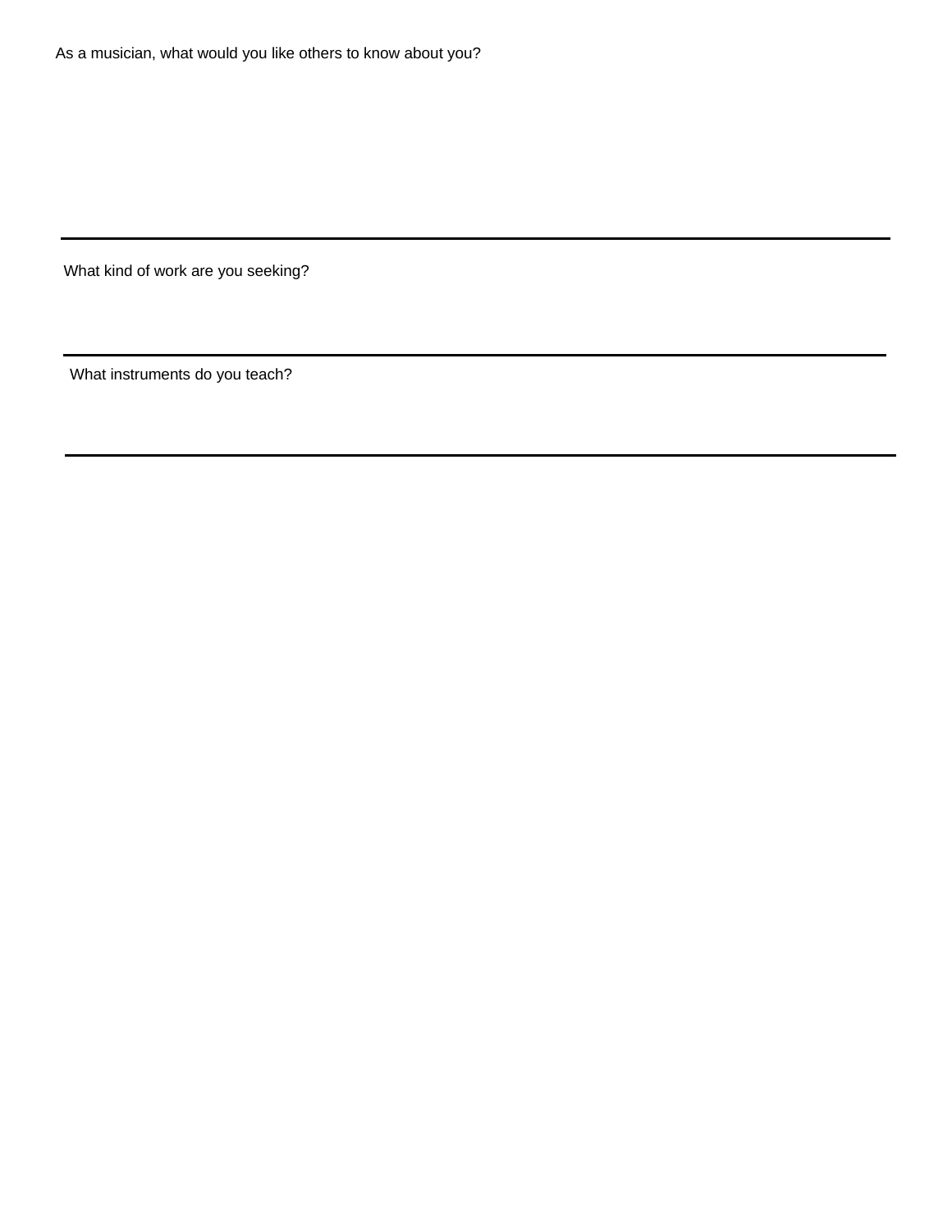As a musician, what would you like others to know about you?

---

What kind of work are you seeking?

---

What instruments do you teach?

---